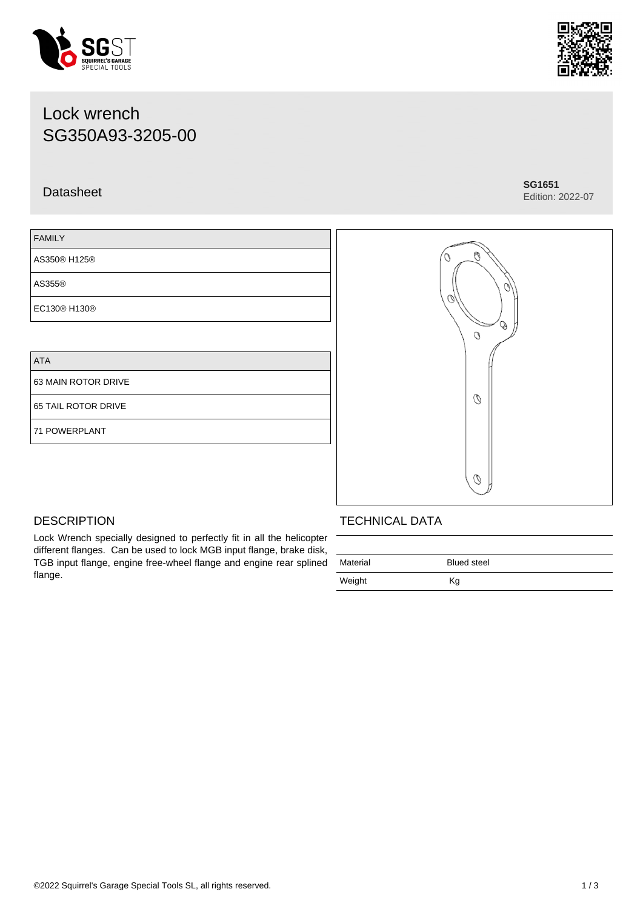# Lock wrench
# SG350A93-3205-00

Datasheet

**SG1651**
Edition: 2022-07

| FAMILY |
| --- |
| AS350® H125® |
| AS355® |
| EC130® H130® |

| ATA |
| --- |
| 63 MAIN ROTOR DRIVE |
| 65 TAIL ROTOR DRIVE |
| 71 POWERPLANT |

## DESCRIPTION

Lock Wrench specially designed to perfectly fit in all the helicopter different flanges. Can be used to lock MGB input flange, brake disk, TGB input flange, engine free-wheel flange and engine rear splined flange.

## TECHNICAL DATA

| | |
| --- | --- |
| Material | Blued steel |
| Weight | Kg |

©2022 Squirrel's Garage Special Tools SL, all rights reserved.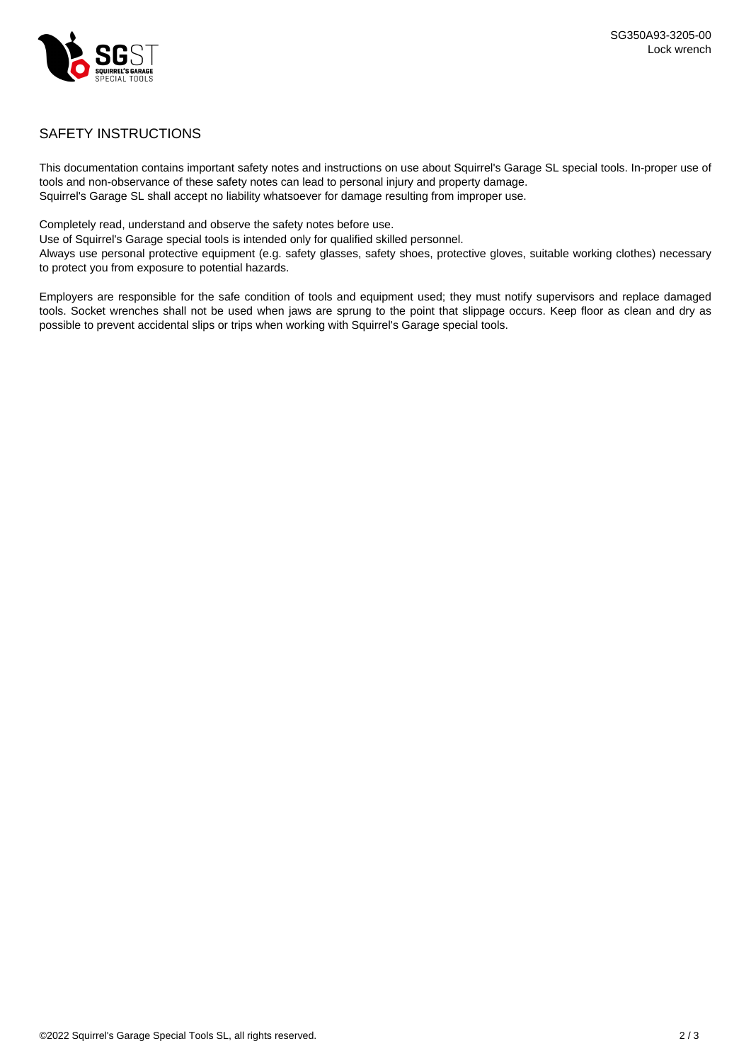## SAFETY INSTRUCTIONS

This documentation contains important safety notes and instructions on use about Squirrel's Garage SL special tools. In-proper use of tools and non-observance of these safety notes can lead to personal injury and property damage.
Squirrel's Garage SL shall accept no liability whatsoever for damage resulting from improper use.

Completely read, understand and observe the safety notes before use.
Use of Squirrel's Garage special tools is intended only for qualified skilled personnel.
Always use personal protective equipment (e.g. safety glasses, safety shoes, protective gloves, suitable working clothes) necessary to protect you from exposure to potential hazards.

Employers are responsible for the safe condition of tools and equipment used; they must notify supervisors and replace damaged tools. Socket wrenches shall not be used when jaws are sprung to the point that slippage occurs. Keep floor as clean and dry as possible to prevent accidental slips or trips when working with Squirrel's Garage special tools.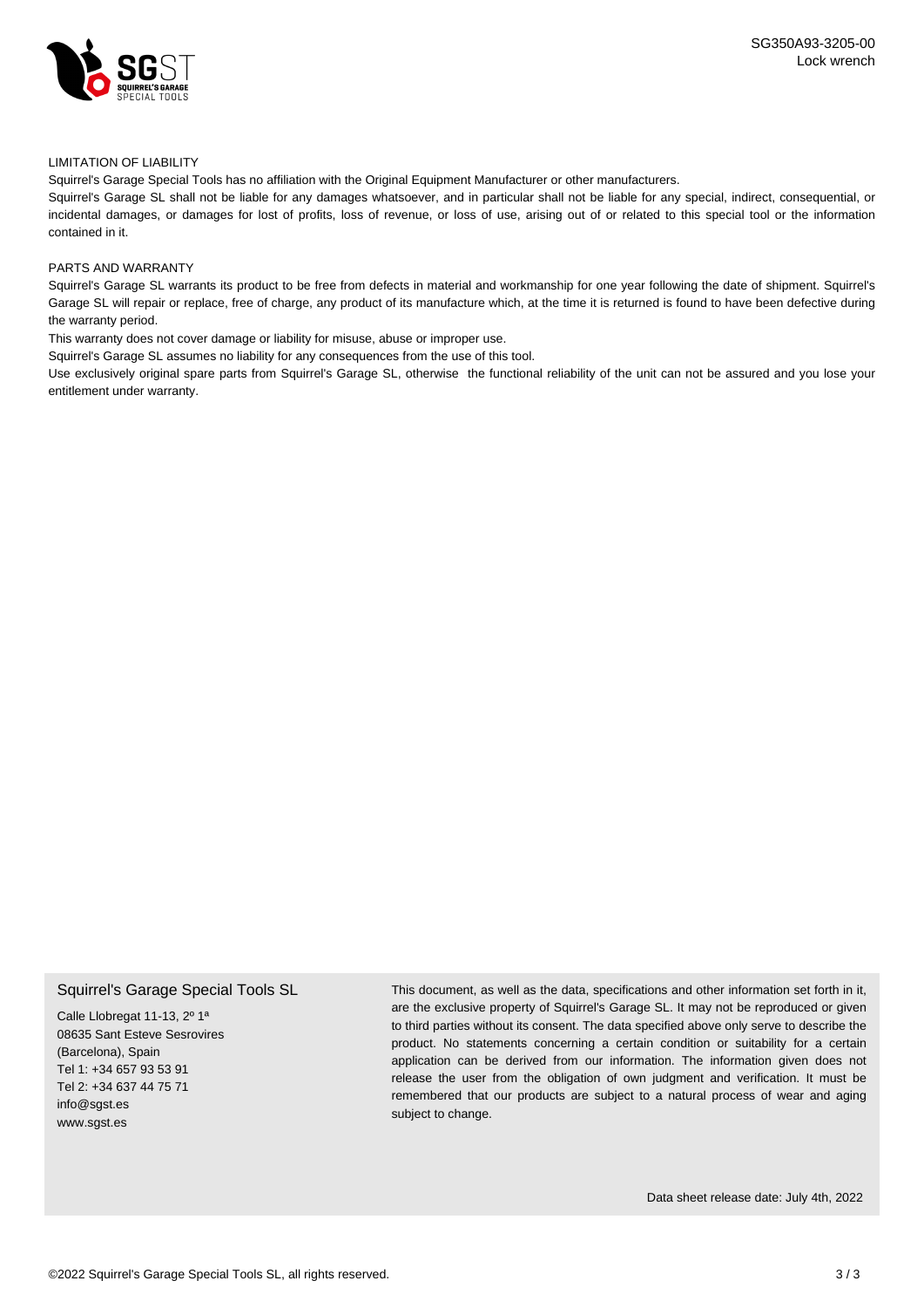SG350A93-3205-00
Lock wrench

LIMITATION OF LIABILITY

Squirrel's Garage Special Tools has no affiliation with the Original Equipment Manufacturer or other manufacturers.

Squirrel's Garage SL shall not be liable for any damages whatsoever, and in particular shall not be liable for any special, indirect, consequential, or incidental damages, or damages for lost of profits, loss of revenue, or loss of use, arising out of or related to this special tool or the information contained in it.

PARTS AND WARRANTY

Squirrel's Garage SL warrants its product to be free from defects in material and workmanship for one year following the date of shipment. Squirrel's Garage SL will repair or replace, free of charge, any product of its manufacture which, at the time it is returned is found to have been defective during the warranty period.

This warranty does not cover damage or liability for misuse, abuse or improper use.

Squirrel's Garage SL assumes no liability for any consequences from the use of this tool.

Use exclusively original spare parts from Squirrel's Garage SL, otherwise the functional reliability of the unit can not be assured and you lose your entitlement under warranty.

Squirrel's Garage Special Tools SL

Calle Llobregat 11-13, 2º 1ª
08635 Sant Esteve Sesrovires
(Barcelona), Spain
Tel 1: +34 657 93 53 91
Tel 2: +34 637 44 75 71
info@sgst.es
www.sgst.es

This document, as well as the data, specifications and other information set forth in it, are the exclusive property of Squirrel's Garage SL. It may not be reproduced or given to third parties without its consent. The data specified above only serve to describe the product. No statements concerning a certain condition or suitability for a certain application can be derived from our information. The information given does not release the user from the obligation of own judgment and verification. It must be remembered that our products are subject to a natural process of wear and aging subject to change.

Data sheet release date: July 4th, 2022

©2022 Squirrel's Garage Special Tools SL, all rights reserved.